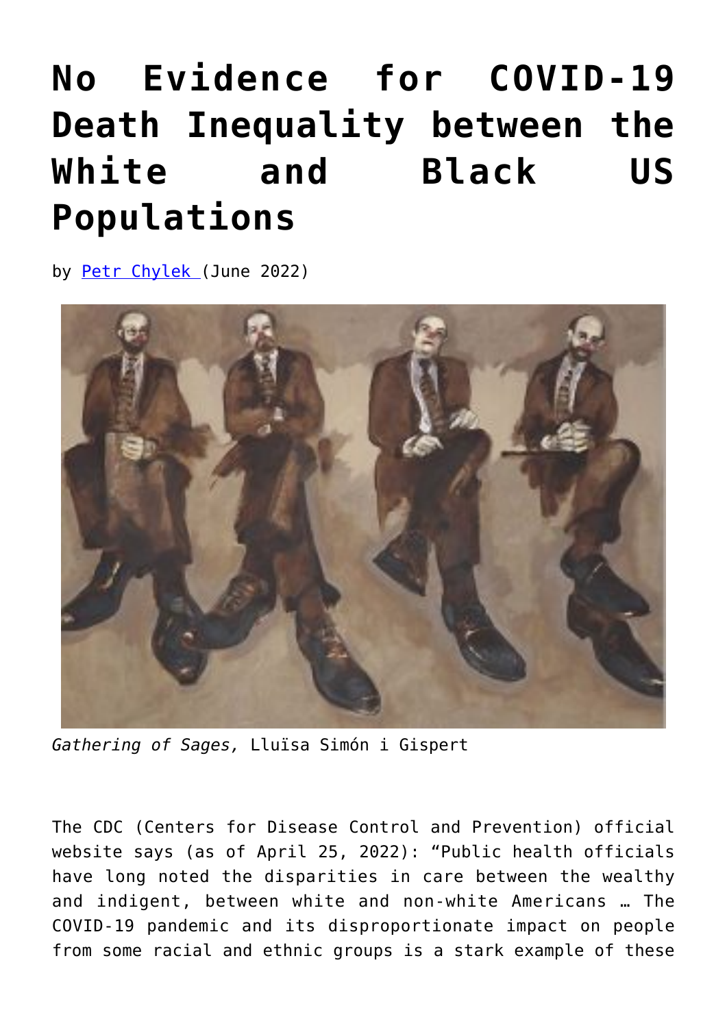# No Evidence for COVID-19 Death Inequality between the White and Black US Populations

by Petr Chylek (June 2022)

*Gathering of Sages,* Lluïsa Simón i Gispert

The CDC (Centers for Disease Control and Prevention) official website says (as of April 25, 2022): "Public health officials have long noted the disparities in care between the wealthy and indigent, between white and non-white Americans … The COVID-19 pandemic and its disproportionate impact on people from some racial and ethnic groups is a stark example of these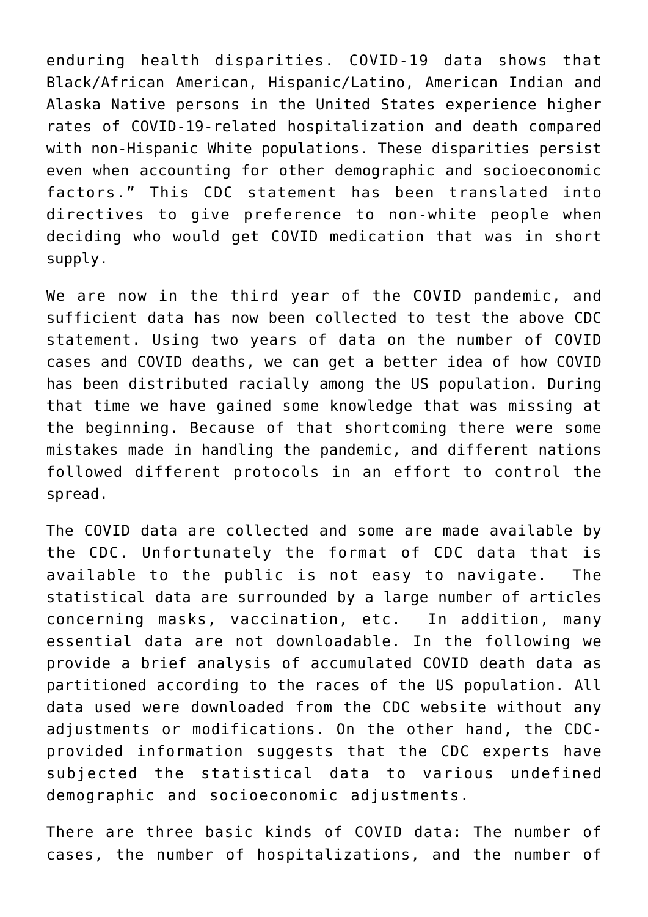enduring health disparities. COVID-19 data shows that Black/African American, Hispanic/Latino, American Indian and Alaska Native persons in the United States experience higher rates of COVID-19-related hospitalization and death compared with non-Hispanic White populations. These disparities persist even when accounting for other demographic and socioeconomic factors." This CDC statement has been translated into directives to give preference to non-white people when deciding who would get COVID medication that was in short supply.

We are now in the third year of the COVID pandemic, and sufficient data has now been collected to test the above CDC statement. Using two years of data on the number of COVID cases and COVID deaths, we can get a better idea of how COVID has been distributed racially among the US population. During that time we have gained some knowledge that was missing at the beginning. Because of that shortcoming there were some mistakes made in handling the pandemic, and different nations followed different protocols in an effort to control the spread.

The COVID data are collected and some are made available by the CDC. Unfortunately the format of CDC data that is available to the public is not easy to navigate. The statistical data are surrounded by a large number of articles concerning masks, vaccination, etc. In addition, many essential data are not downloadable. In the following we provide a brief analysis of accumulated COVID death data as partitioned according to the races of the US population. All data used were downloaded from the CDC website without any adjustments or modifications. On the other hand, the CDC-provided information suggests that the CDC experts have subjected the statistical data to various undefined demographic and socioeconomic adjustments.

There are three basic kinds of COVID data: The number of cases, the number of hospitalizations, and the number of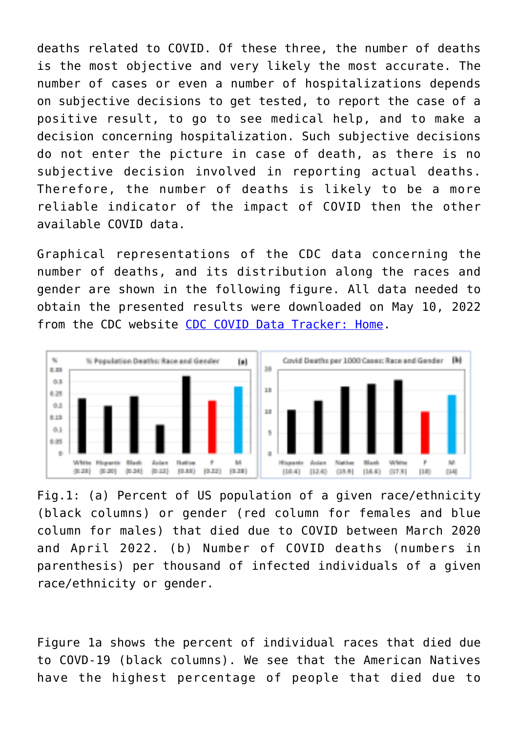deaths related to COVID. Of these three, the number of deaths is the most objective and very likely the most accurate. The number of cases or even a number of hospitalizations depends on subjective decisions to get tested, to report the case of a positive result, to go to see medical help, and to make a decision concerning hospitalization. Such subjective decisions do not enter the picture in case of death, as there is no subjective decision involved in reporting actual deaths. Therefore, the number of deaths is likely to be a more reliable indicator of the impact of COVID then the other available COVID data.

Graphical representations of the CDC data concerning the number of deaths, and its distribution along the races and gender are shown in the following figure. All data needed to obtain the presented results were downloaded on May 10, 2022 from the CDC website [CDC COVID Data Tracker: Home](CDC COVID Data Tracker: Home).

Fig.1: (a) Percent of US population of a given race/ethnicity (black columns) or gender (red column for females and blue column for males) that died due to COVID between March 2020 and April 2022. (b) Number of COVID deaths (numbers in parenthesis) per thousand of infected individuals of a given race/ethnicity or gender.

Figure 1a shows the percent of individual races that died due to COVD-19 (black columns). We see that the American Natives have the highest percentage of people that died due to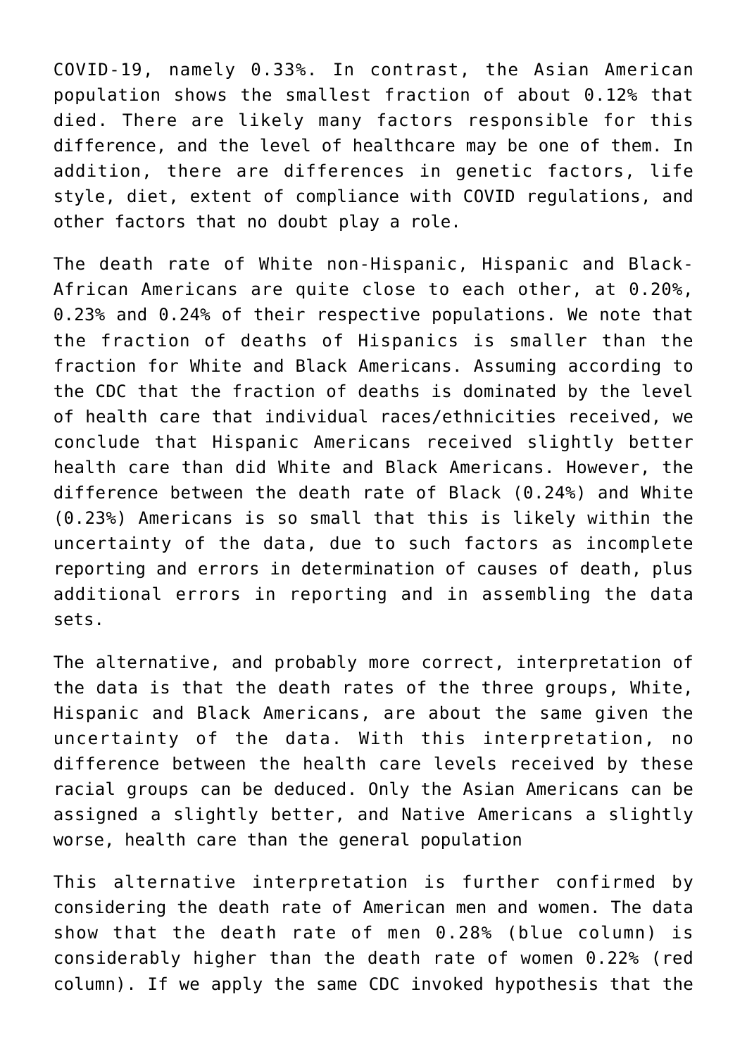COVID-19, namely 0.33%. In contrast, the Asian American population shows the smallest fraction of about 0.12% that died. There are likely many factors responsible for this difference, and the level of healthcare may be one of them. In addition, there are differences in genetic factors, life style, diet, extent of compliance with COVID regulations, and other factors that no doubt play a role.

The death rate of White non-Hispanic, Hispanic and Black-African Americans are quite close to each other, at 0.20%, 0.23% and 0.24% of their respective populations. We note that the fraction of deaths of Hispanics is smaller than the fraction for White and Black Americans. Assuming according to the CDC that the fraction of deaths is dominated by the level of health care that individual races/ethnicities received, we conclude that Hispanic Americans received slightly better health care than did White and Black Americans. However, the difference between the death rate of Black (0.24%) and White (0.23%) Americans is so small that this is likely within the uncertainty of the data, due to such factors as incomplete reporting and errors in determination of causes of death, plus additional errors in reporting and in assembling the data sets.

The alternative, and probably more correct, interpretation of the data is that the death rates of the three groups, White, Hispanic and Black Americans, are about the same given the uncertainty of the data. With this interpretation, no difference between the health care levels received by these racial groups can be deduced. Only the Asian Americans can be assigned a slightly better, and Native Americans a slightly worse, health care than the general population

This alternative interpretation is further confirmed by considering the death rate of American men and women. The data show that the death rate of men 0.28% (blue column) is considerably higher than the death rate of women 0.22% (red column). If we apply the same CDC invoked hypothesis that the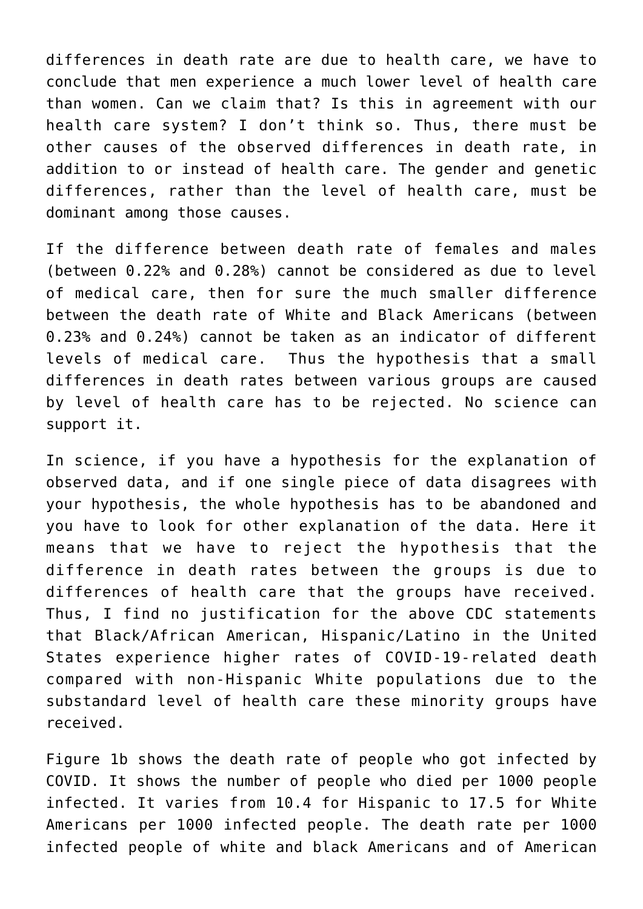differences in death rate are due to health care, we have to conclude that men experience a much lower level of health care than women. Can we claim that? Is this in agreement with our health care system? I don't think so. Thus, there must be other causes of the observed differences in death rate, in addition to or instead of health care. The gender and genetic differences, rather than the level of health care, must be dominant among those causes.

If the difference between death rate of females and males (between 0.22% and 0.28%) cannot be considered as due to level of medical care, then for sure the much smaller difference between the death rate of White and Black Americans (between 0.23% and 0.24%) cannot be taken as an indicator of different levels of medical care. Thus the hypothesis that a small differences in death rates between various groups are caused by level of health care has to be rejected. No science can support it.

In science, if you have a hypothesis for the explanation of observed data, and if one single piece of data disagrees with your hypothesis, the whole hypothesis has to be abandoned and you have to look for other explanation of the data. Here it means that we have to reject the hypothesis that the difference in death rates between the groups is due to differences of health care that the groups have received. Thus, I find no justification for the above CDC statements that Black/African American, Hispanic/Latino in the United States experience higher rates of COVID-19-related death compared with non-Hispanic White populations due to the substandard level of health care these minority groups have received.

Figure 1b shows the death rate of people who got infected by COVID. It shows the number of people who died per 1000 people infected. It varies from 10.4 for Hispanic to 17.5 for White Americans per 1000 infected people. The death rate per 1000 infected people of white and black Americans and of American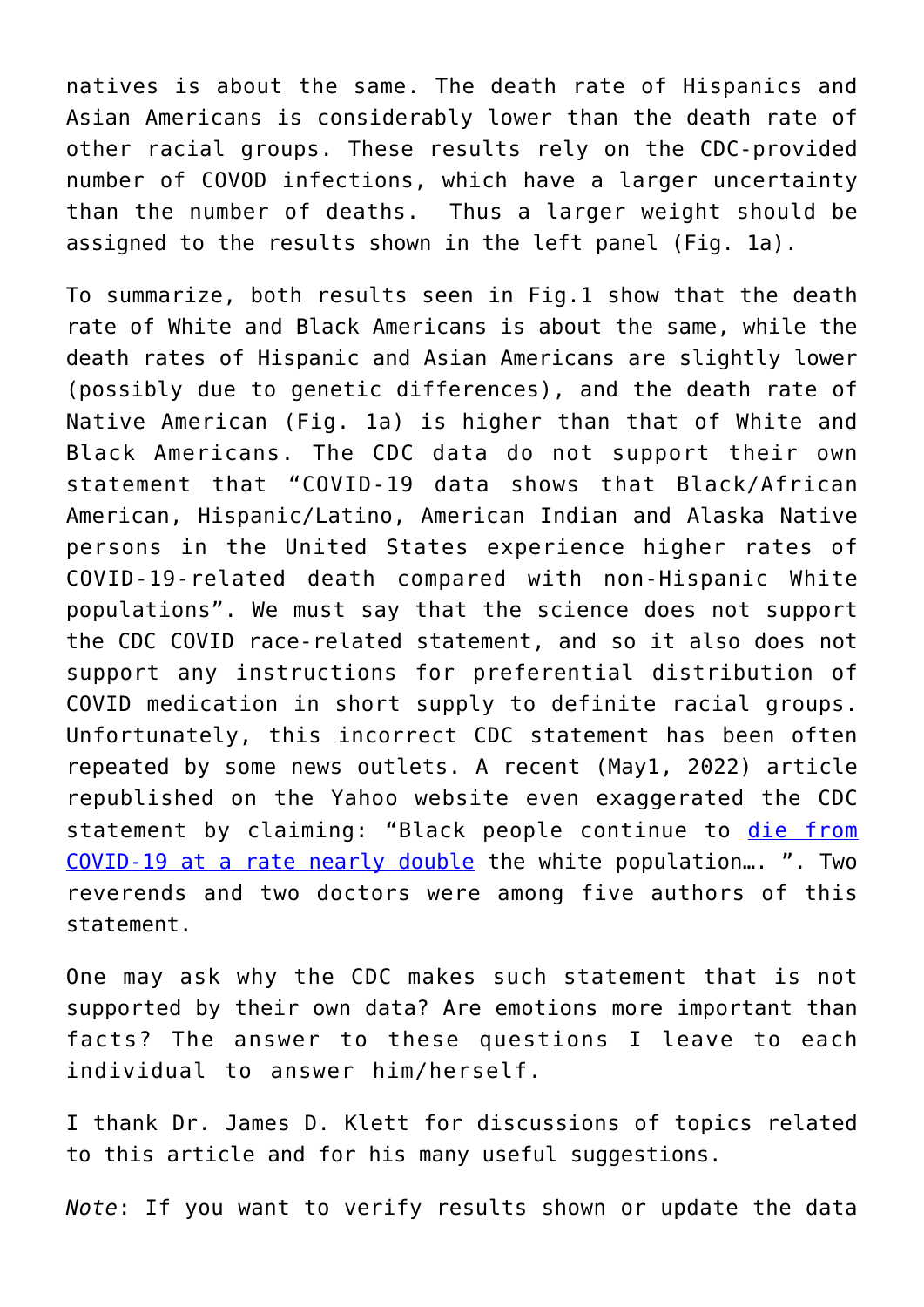natives is about the same. The death rate of Hispanics and Asian Americans is considerably lower than the death rate of other racial groups. These results rely on the CDC-provided number of COVOD infections, which have a larger uncertainty than the number of deaths. Thus a larger weight should be assigned to the results shown in the left panel (Fig. 1a).

To summarize, both results seen in Fig.1 show that the death rate of White and Black Americans is about the same, while the death rates of Hispanic and Asian Americans are slightly lower (possibly due to genetic differences), and the death rate of Native American (Fig. 1a) is higher than that of White and Black Americans. The CDC data do not support their own statement that "COVID-19 data shows that Black/African American, Hispanic/Latino, American Indian and Alaska Native persons in the United States experience higher rates of COVID-19-related death compared with non-Hispanic White populations". We must say that the science does not support the CDC COVID race-related statement, and so it also does not support any instructions for preferential distribution of COVID medication in short supply to definite racial groups. Unfortunately, this incorrect CDC statement has been often repeated by some news outlets. A recent (May1, 2022) article republished on the Yahoo website even exaggerated the CDC statement by claiming: "Black people continue to die from COVID-19 at a rate nearly double the white population…. ". Two reverends and two doctors were among five authors of this statement.

One may ask why the CDC makes such statement that is not supported by their own data? Are emotions more important than facts? The answer to these questions I leave to each individual to answer him/herself.

I thank Dr. James D. Klett for discussions of topics related to this article and for his many useful suggestions.

*Note*: If you want to verify results shown or update the data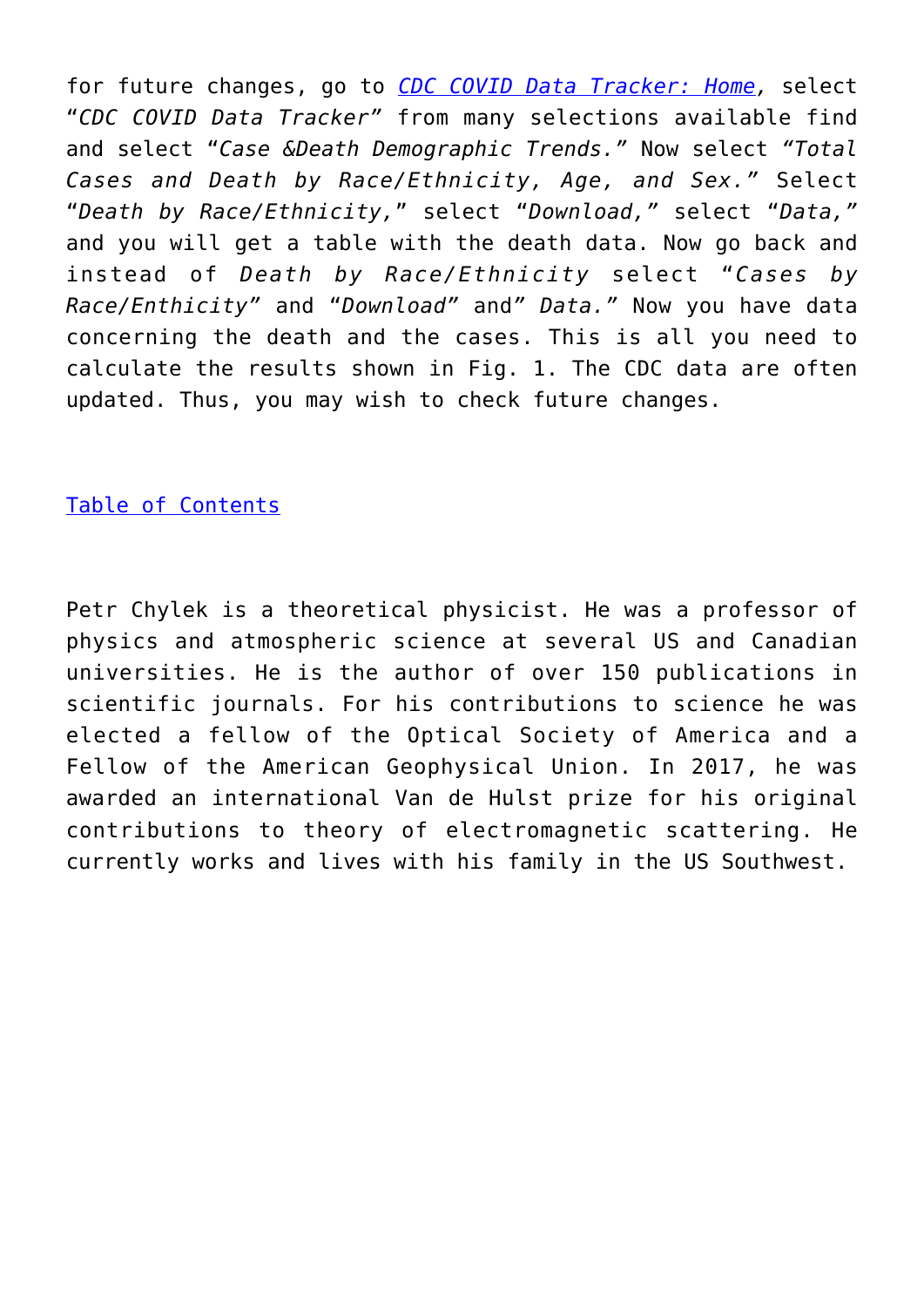for future changes, go to [CDC COVID Data Tracker: Home](), select "*CDC COVID Data Tracker*" from many selections available find and select "*Case &Death Demographic Trends.*" Now select *"Total Cases and Death by Race/Ethnicity, Age, and Sex."* Select "*Death by Race/Ethnicity*," select "*Download,*" select "*Data*," and you will get a table with the death data. Now go back and instead of *Death by Race/Ethnicity* select "*Cases by Race/Enthicity*" and "*Download*" and" *Data.*" Now you have data concerning the death and the cases. This is all you need to calculate the results shown in Fig. 1. The CDC data are often updated. Thus, you may wish to check future changes.

[Table of Contents]()

Petr Chylek is a theoretical physicist. He was a professor of physics and atmospheric science at several US and Canadian universities. He is the author of over 150 publications in scientific journals. For his contributions to science he was elected a fellow of the Optical Society of America and a Fellow of the American Geophysical Union. In 2017, he was awarded an international Van de Hulst prize for his original contributions to theory of electromagnetic scattering. He currently works and lives with his family in the US Southwest.